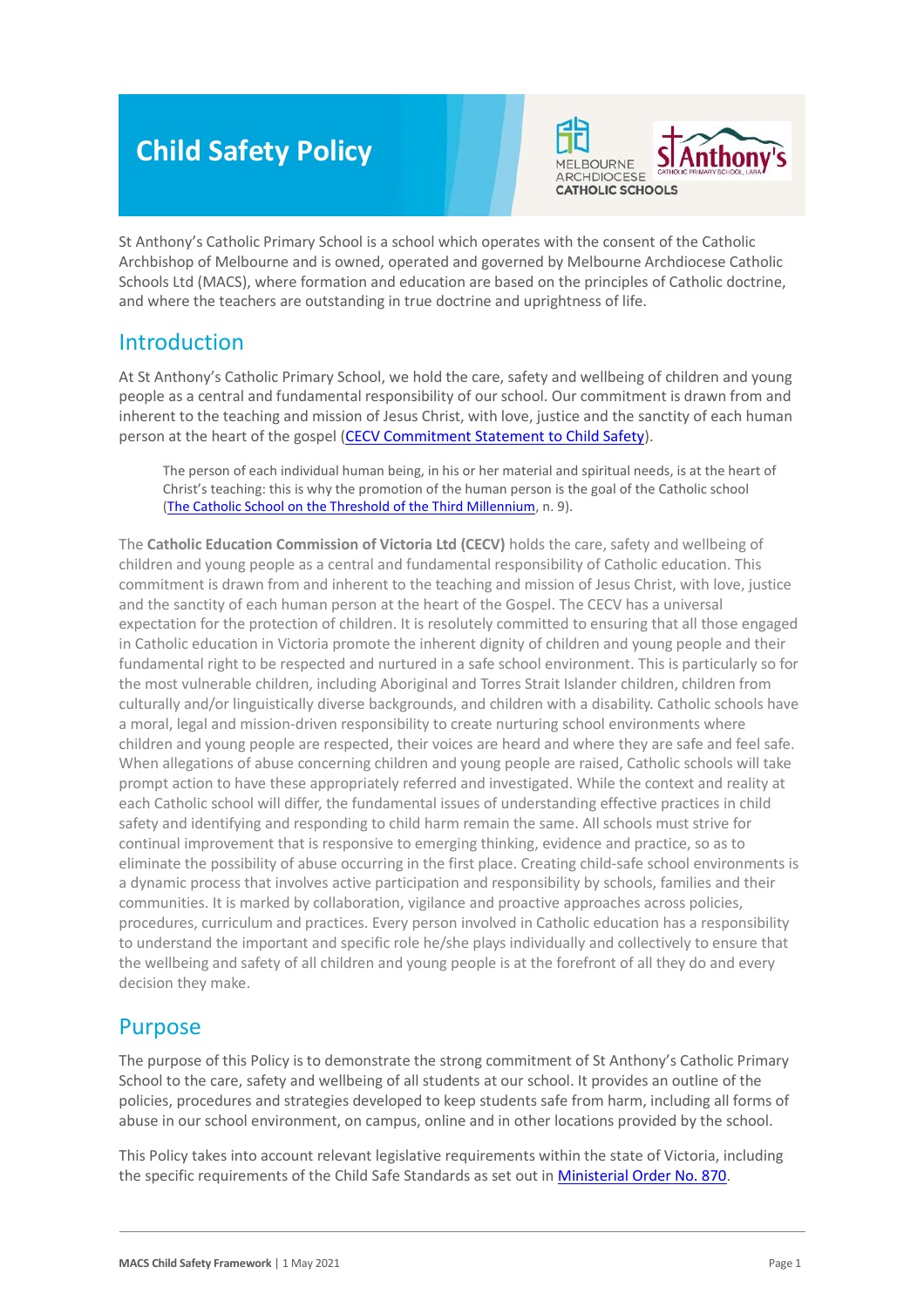# Child Safety Policy

St Anthony's Catholic Primary School is a school which operates with the consent of the Catholic Archbishop of Melbourne and is owned, operated and governed by Melbourne Archdiocese Catholic Schools Ltd (MACS), where formation and education are based on the principles of Catholic doctrine, and where the teachers are outstanding in true doctrine and uprightness of life.

## Introduction

At St Anthony's Catholic Primary School, we hold the care, safety and wellbeing of children and young people as a central and fundamental responsibility of our school. Our commitment is drawn from and inherent to the teaching and mission of Jesus Christ, with love, justice and the sanctity of each human person at the heart of the gospel (CECV Commitment Statement to Child Safety).

> The person of each individual human being, in his or her material and spiritual needs, is at the heart of Christ's teaching: this is why the promotion of the human person is the goal of the Catholic school (The Catholic School on the Threshold of the Third Millennium, n. 9).

The **Catholic Education Commission of Victoria Ltd (CECV)** holds the care, safety and wellbeing of children and young people as a central and fundamental responsibility of Catholic education. This commitment is drawn from and inherent to the teaching and mission of Jesus Christ, with love, justice and the sanctity of each human person at the heart of the Gospel. The CECV has a universal expectation for the protection of children. It is resolutely committed to ensuring that all those engaged in Catholic education in Victoria promote the inherent dignity of children and young people and their fundamental right to be respected and nurtured in a safe school environment. This is particularly so for the most vulnerable children, including Aboriginal and Torres Strait Islander children, children from culturally and/or linguistically diverse backgrounds, and children with a disability. Catholic schools have a moral, legal and mission-driven responsibility to create nurturing school environments where children and young people are respected, their voices are heard and where they are safe and feel safe. When allegations of abuse concerning children and young people are raised, Catholic schools will take prompt action to have these appropriately referred and investigated. While the context and reality at each Catholic school will differ, the fundamental issues of understanding effective practices in child safety and identifying and responding to child harm remain the same. All schools must strive for continual improvement that is responsive to emerging thinking, evidence and practice, so as to eliminate the possibility of abuse occurring in the first place. Creating child-safe school environments is a dynamic process that involves active participation and responsibility by schools, families and their communities. It is marked by collaboration, vigilance and proactive approaches across policies, procedures, curriculum and practices. Every person involved in Catholic education has a responsibility to understand the important and specific role he/she plays individually and collectively to ensure that the wellbeing and safety of all children and young people is at the forefront of all they do and every decision they make.

## Purpose

The purpose of this Policy is to demonstrate the strong commitment of St Anthony's Catholic Primary School to the care, safety and wellbeing of all students at our school. It provides an outline of the policies, procedures and strategies developed to keep students safe from harm, including all forms of abuse in our school environment, on campus, online and in other locations provided by the school.

This Policy takes into account relevant legislative requirements within the state of Victoria, including the specific requirements of the Child Safe Standards as set out in Ministerial Order No. 870.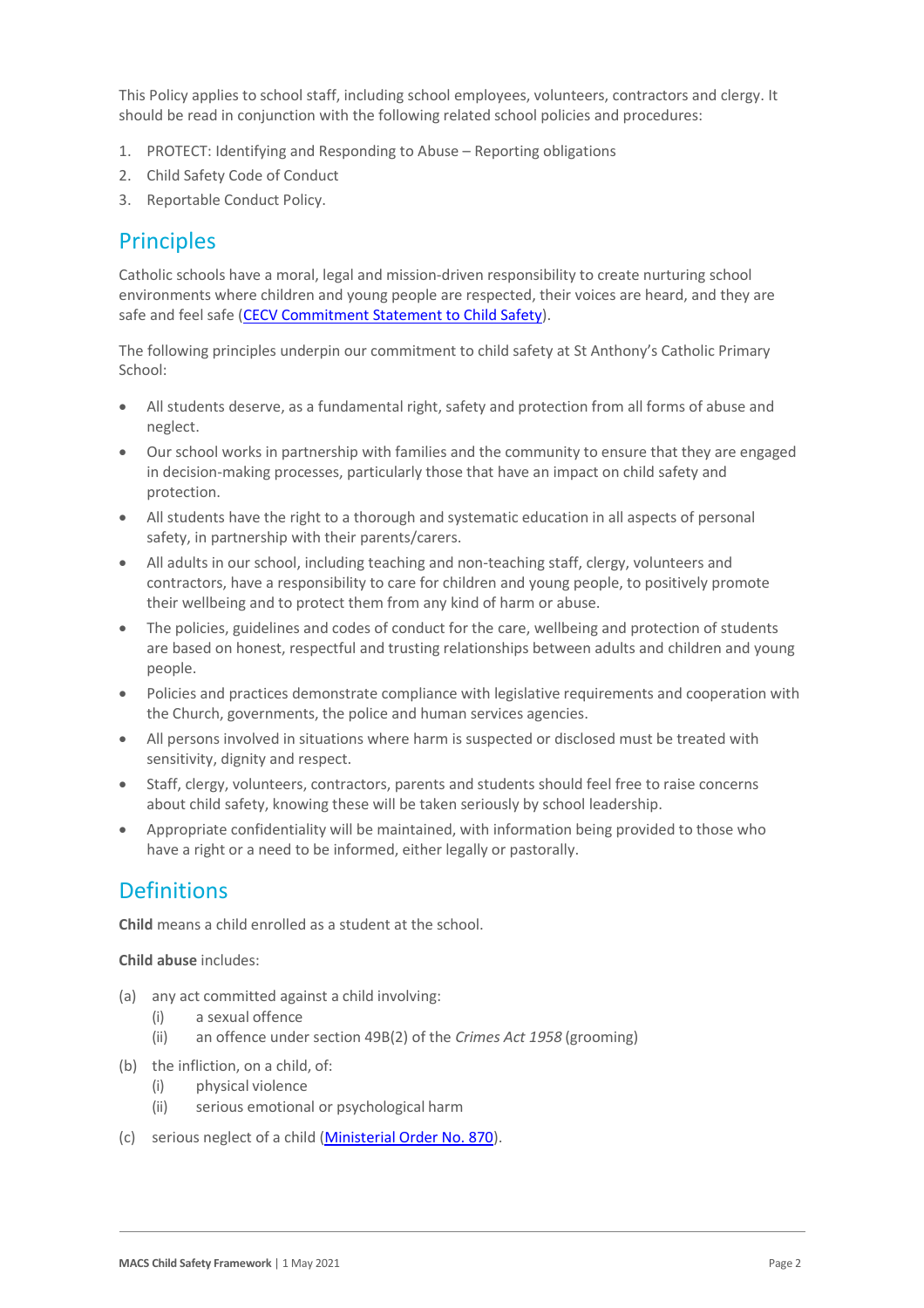This Policy applies to school staff, including school employees, volunteers, contractors and clergy. It should be read in conjunction with the following related school policies and procedures:

1. PROTECT: Identifying and Responding to Abuse – Reporting obligations
2. Child Safety Code of Conduct
3. Reportable Conduct Policy.

## Principles

Catholic schools have a moral, legal and mission-driven responsibility to create nurturing school environments where children and young people are respected, their voices are heard, and they are safe and feel safe (CECV Commitment Statement to Child Safety).

The following principles underpin our commitment to child safety at St Anthony's Catholic Primary School:

- All students deserve, as a fundamental right, safety and protection from all forms of abuse and neglect.
- Our school works in partnership with families and the community to ensure that they are engaged in decision-making processes, particularly those that have an impact on child safety and protection.
- All students have the right to a thorough and systematic education in all aspects of personal safety, in partnership with their parents/carers.
- All adults in our school, including teaching and non-teaching staff, clergy, volunteers and contractors, have a responsibility to care for children and young people, to positively promote their wellbeing and to protect them from any kind of harm or abuse.
- The policies, guidelines and codes of conduct for the care, wellbeing and protection of students are based on honest, respectful and trusting relationships between adults and children and young people.
- Policies and practices demonstrate compliance with legislative requirements and cooperation with the Church, governments, the police and human services agencies.
- All persons involved in situations where harm is suspected or disclosed must be treated with sensitivity, dignity and respect.
- Staff, clergy, volunteers, contractors, parents and students should feel free to raise concerns about child safety, knowing these will be taken seriously by school leadership.
- Appropriate confidentiality will be maintained, with information being provided to those who have a right or a need to be informed, either legally or pastorally.

## Definitions

**Child** means a child enrolled as a student at the school.

**Child abuse** includes:

(a) any act committed against a child involving:
    (i) a sexual offence
    (ii) an offence under section 49B(2) of the *Crimes Act 1958* (grooming)

(b) the infliction, on a child, of:
    (i) physical violence
    (ii) serious emotional or psychological harm

(c) serious neglect of a child (Ministerial Order No. 870).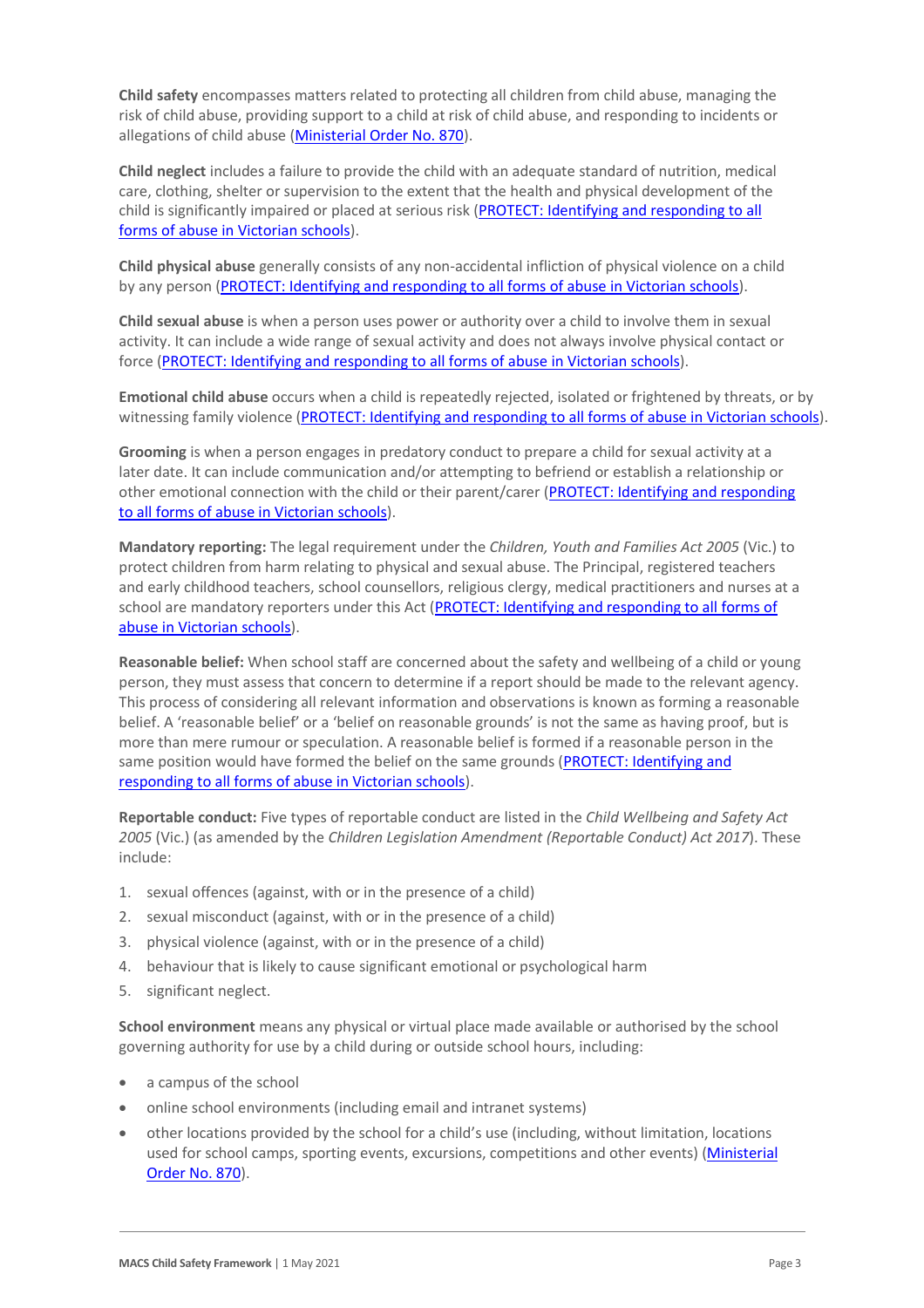**Child safety** encompasses matters related to protecting all children from child abuse, managing the risk of child abuse, providing support to a child at risk of child abuse, and responding to incidents or allegations of child abuse (Ministerial Order No. 870).

**Child neglect** includes a failure to provide the child with an adequate standard of nutrition, medical care, clothing, shelter or supervision to the extent that the health and physical development of the child is significantly impaired or placed at serious risk (PROTECT: Identifying and responding to all forms of abuse in Victorian schools).

**Child physical abuse** generally consists of any non-accidental infliction of physical violence on a child by any person (PROTECT: Identifying and responding to all forms of abuse in Victorian schools).

**Child sexual abuse** is when a person uses power or authority over a child to involve them in sexual activity. It can include a wide range of sexual activity and does not always involve physical contact or force (PROTECT: Identifying and responding to all forms of abuse in Victorian schools).

**Emotional child abuse** occurs when a child is repeatedly rejected, isolated or frightened by threats, or by witnessing family violence (PROTECT: Identifying and responding to all forms of abuse in Victorian schools).

**Grooming** is when a person engages in predatory conduct to prepare a child for sexual activity at a later date. It can include communication and/or attempting to befriend or establish a relationship or other emotional connection with the child or their parent/carer (PROTECT: Identifying and responding to all forms of abuse in Victorian schools).

**Mandatory reporting:** The legal requirement under the *Children, Youth and Families Act 2005* (Vic.) to protect children from harm relating to physical and sexual abuse. The Principal, registered teachers and early childhood teachers, school counsellors, religious clergy, medical practitioners and nurses at a school are mandatory reporters under this Act (PROTECT: Identifying and responding to all forms of abuse in Victorian schools).

**Reasonable belief:** When school staff are concerned about the safety and wellbeing of a child or young person, they must assess that concern to determine if a report should be made to the relevant agency. This process of considering all relevant information and observations is known as forming a reasonable belief. A 'reasonable belief' or a 'belief on reasonable grounds' is not the same as having proof, but is more than mere rumour or speculation. A reasonable belief is formed if a reasonable person in the same position would have formed the belief on the same grounds (PROTECT: Identifying and responding to all forms of abuse in Victorian schools).

**Reportable conduct:** Five types of reportable conduct are listed in the *Child Wellbeing and Safety Act 2005* (Vic.) (as amended by the *Children Legislation Amendment (Reportable Conduct) Act 2017*). These include:

1. sexual offences (against, with or in the presence of a child)
2. sexual misconduct (against, with or in the presence of a child)
3. physical violence (against, with or in the presence of a child)
4. behaviour that is likely to cause significant emotional or psychological harm
5. significant neglect.

**School environment** means any physical or virtual place made available or authorised by the school governing authority for use by a child during or outside school hours, including:

- a campus of the school
- online school environments (including email and intranet systems)
- other locations provided by the school for a child's use (including, without limitation, locations used for school camps, sporting events, excursions, competitions and other events) (Ministerial Order No. 870).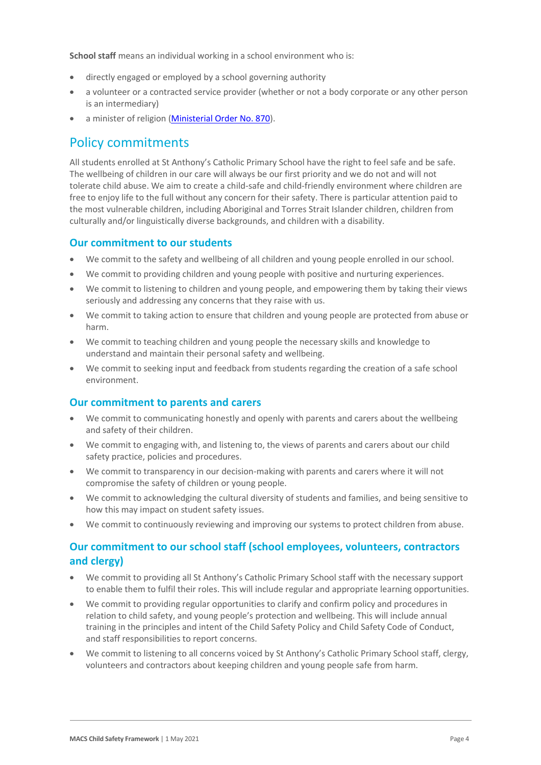**School staff** means an individual working in a school environment who is:

- directly engaged or employed by a school governing authority
- a volunteer or a contracted service provider (whether or not a body corporate or any other person is an intermediary)
- a minister of religion ([Ministerial Order No. 870](#)).

## Policy commitments

All students enrolled at St Anthony's Catholic Primary School have the right to feel safe and be safe. The wellbeing of children in our care will always be our first priority and we do not and will not tolerate child abuse. We aim to create a child-safe and child-friendly environment where children are free to enjoy life to the full without any concern for their safety. There is particular attention paid to the most vulnerable children, including Aboriginal and Torres Strait Islander children, children from culturally and/or linguistically diverse backgrounds, and children with a disability.

### Our commitment to our students

- We commit to the safety and wellbeing of all children and young people enrolled in our school.
- We commit to providing children and young people with positive and nurturing experiences.
- We commit to listening to children and young people, and empowering them by taking their views seriously and addressing any concerns that they raise with us.
- We commit to taking action to ensure that children and young people are protected from abuse or harm.
- We commit to teaching children and young people the necessary skills and knowledge to understand and maintain their personal safety and wellbeing.
- We commit to seeking input and feedback from students regarding the creation of a safe school environment.

### Our commitment to parents and carers

- We commit to communicating honestly and openly with parents and carers about the wellbeing and safety of their children.
- We commit to engaging with, and listening to, the views of parents and carers about our child safety practice, policies and procedures.
- We commit to transparency in our decision-making with parents and carers where it will not compromise the safety of children or young people.
- We commit to acknowledging the cultural diversity of students and families, and being sensitive to how this may impact on student safety issues.
- We commit to continuously reviewing and improving our systems to protect children from abuse.

### Our commitment to our school staff (school employees, volunteers, contractors and clergy)

- We commit to providing all St Anthony's Catholic Primary School staff with the necessary support to enable them to fulfil their roles. This will include regular and appropriate learning opportunities.
- We commit to providing regular opportunities to clarify and confirm policy and procedures in relation to child safety, and young people's protection and wellbeing. This will include annual training in the principles and intent of the Child Safety Policy and Child Safety Code of Conduct, and staff responsibilities to report concerns.
- We commit to listening to all concerns voiced by St Anthony's Catholic Primary School staff, clergy, volunteers and contractors about keeping children and young people safe from harm.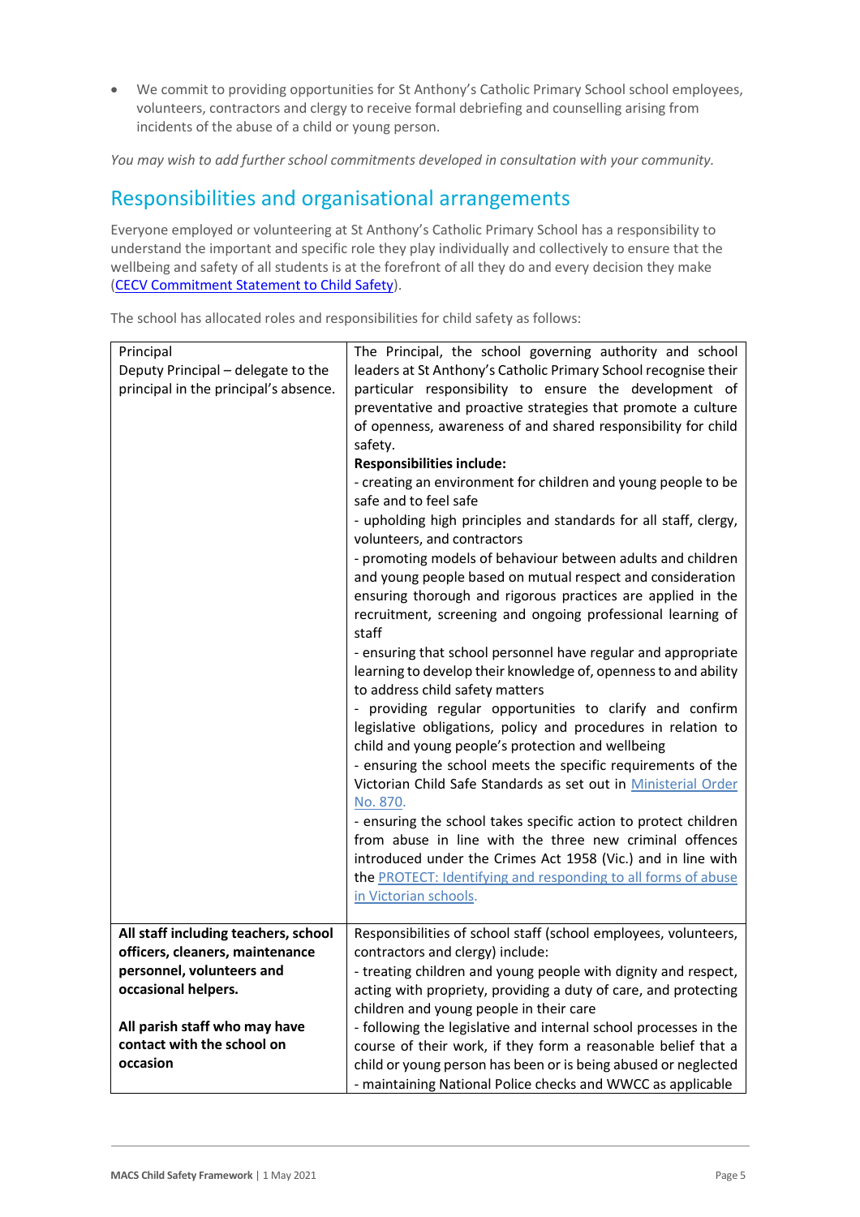- We commit to providing opportunities for St Anthony's Catholic Primary School school employees, volunteers, contractors and clergy to receive formal debriefing and counselling arising from incidents of the abuse of a child or young person.

*You may wish to add further school commitments developed in consultation with your community.*

## Responsibilities and organisational arrangements

Everyone employed or volunteering at St Anthony's Catholic Primary School has a responsibility to understand the important and specific role they play individually and collectively to ensure that the wellbeing and safety of all students is at the forefront of all they do and every decision they make (CECV Commitment Statement to Child Safety).

The school has allocated roles and responsibilities for child safety as follows:

| | |
|---|---|
| Principal<br>Deputy Principal – delegate to the principal in the principal's absence. | The Principal, the school governing authority and school leaders at St Anthony's Catholic Primary School recognise their particular responsibility to ensure the development of preventative and proactive strategies that promote a culture of openness, awareness of and shared responsibility for child safety.<br>**Responsibilities include:**<br>- creating an environment for children and young people to be safe and to feel safe<br>- upholding high principles and standards for all staff, clergy, volunteers, and contractors<br>- promoting models of behaviour between adults and children and young people based on mutual respect and consideration ensuring thorough and rigorous practices are applied in the recruitment, screening and ongoing professional learning of staff<br>- ensuring that school personnel have regular and appropriate learning to develop their knowledge of, openness to and ability to address child safety matters<br>- providing regular opportunities to clarify and confirm legislative obligations, policy and procedures in relation to child and young people's protection and wellbeing<br>- ensuring the school meets the specific requirements of the Victorian Child Safe Standards as set out in Ministerial Order No. 870.<br>- ensuring the school takes specific action to protect children from abuse in line with the three new criminal offences introduced under the Crimes Act 1958 (Vic.) and in line with the PROTECT: Identifying and responding to all forms of abuse in Victorian schools. |
| **All staff including teachers, school officers, cleaners, maintenance personnel, volunteers and occasional helpers.**<br><br>**All parish staff who may have contact with the school on occasion** | Responsibilities of school staff (school employees, volunteers, contractors and clergy) include:<br>- treating children and young people with dignity and respect, acting with propriety, providing a duty of care, and protecting children and young people in their care<br>- following the legislative and internal school processes in the course of their work, if they form a reasonable belief that a child or young person has been or is being abused or neglected<br>- maintaining National Police checks and WWCC as applicable |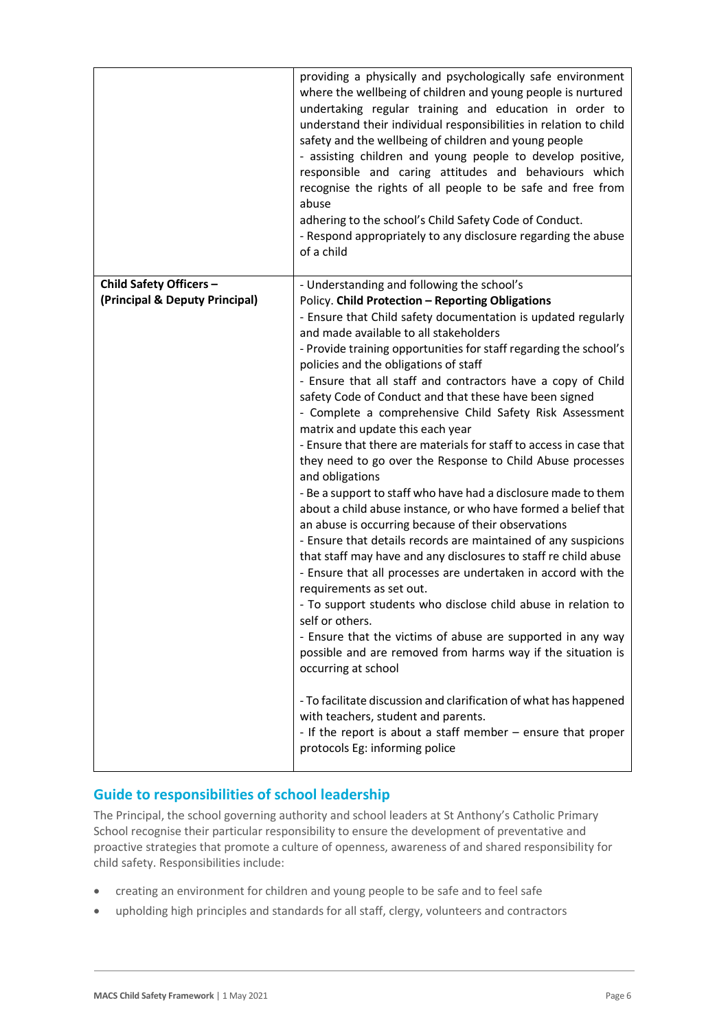| | |
|---|---|
| | providing a physically and psychologically safe environment where the wellbeing of children and young people is nurtured<br>undertaking regular training and education in order to understand their individual responsibilities in relation to child safety and the wellbeing of children and young people<br>- assisting children and young people to develop positive, responsible and caring attitudes and behaviours which recognise the rights of all people to be safe and free from abuse<br>adhering to the school's Child Safety Code of Conduct.<br>- Respond appropriately to any disclosure regarding the abuse of a child |
| **Child Safety Officers – (Principal & Deputy Principal)** | - Understanding and following the school's Policy. **Child Protection – Reporting Obligations**<br>- Ensure that Child safety documentation is updated regularly and made available to all stakeholders<br>- Provide training opportunities for staff regarding the school's policies and the obligations of staff<br>- Ensure that all staff and contractors have a copy of Child safety Code of Conduct and that these have been signed<br>- Complete a comprehensive Child Safety Risk Assessment matrix and update this each year<br>- Ensure that there are materials for staff to access in case that they need to go over the Response to Child Abuse processes and obligations<br>- Be a support to staff who have had a disclosure made to them about a child abuse instance, or who have formed a belief that an abuse is occurring because of their observations<br>- Ensure that details records are maintained of any suspicions that staff may have and any disclosures to staff re child abuse<br>- Ensure that all processes are undertaken in accord with the requirements as set out.<br>- To support students who disclose child abuse in relation to self or others.<br>- Ensure that the victims of abuse are supported in any way possible and are removed from harms way if the situation is occurring at school<br><br>- To facilitate discussion and clarification of what has happened with teachers, student and parents.<br>- If the report is about a staff member – ensure that proper protocols Eg: informing police |

## Guide to responsibilities of school leadership

The Principal, the school governing authority and school leaders at St Anthony's Catholic Primary School recognise their particular responsibility to ensure the development of preventative and proactive strategies that promote a culture of openness, awareness of and shared responsibility for child safety. Responsibilities include:

- creating an environment for children and young people to be safe and to feel safe
- upholding high principles and standards for all staff, clergy, volunteers and contractors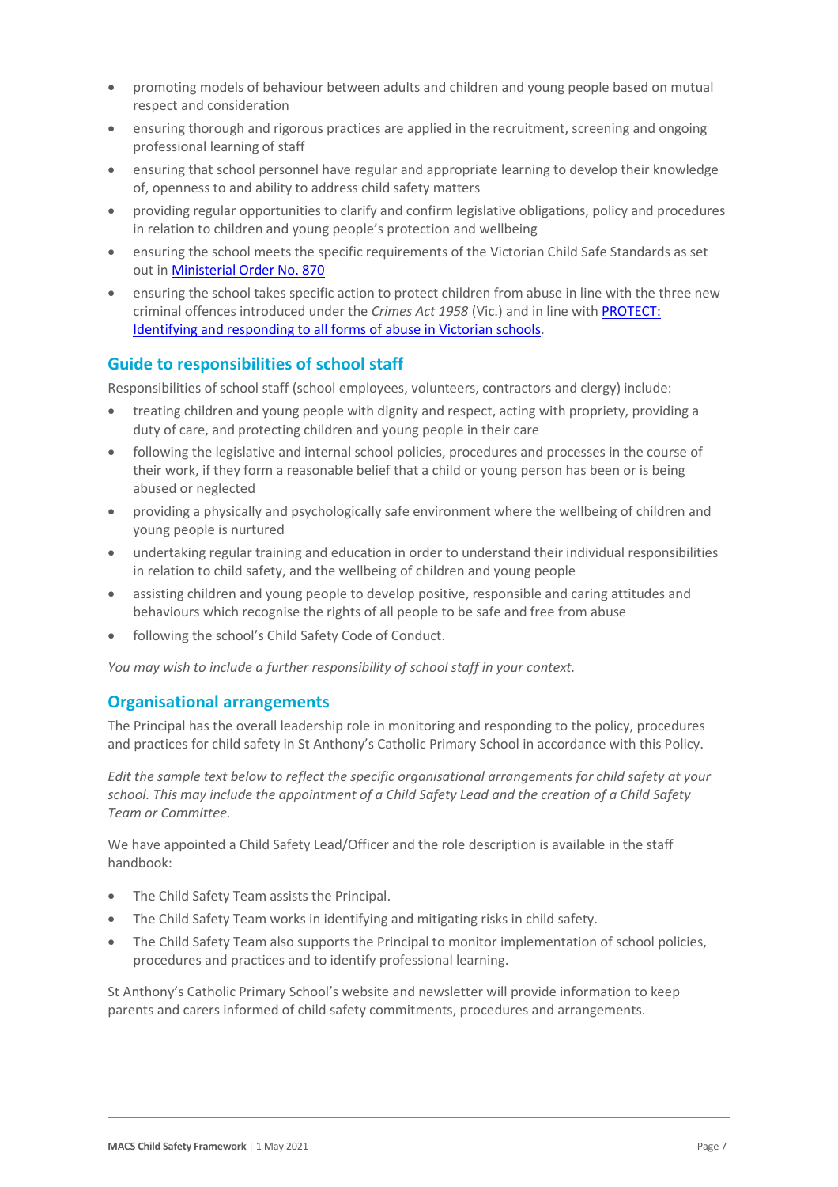- promoting models of behaviour between adults and children and young people based on mutual respect and consideration
- ensuring thorough and rigorous practices are applied in the recruitment, screening and ongoing professional learning of staff
- ensuring that school personnel have regular and appropriate learning to develop their knowledge of, openness to and ability to address child safety matters
- providing regular opportunities to clarify and confirm legislative obligations, policy and procedures in relation to children and young people's protection and wellbeing
- ensuring the school meets the specific requirements of the Victorian Child Safe Standards as set out in [Ministerial Order No. 870]
- ensuring the school takes specific action to protect children from abuse in line with the three new criminal offences introduced under the *Crimes Act 1958* (Vic.) and in line with [PROTECT: Identifying and responding to all forms of abuse in Victorian schools].

## Guide to responsibilities of school staff

Responsibilities of school staff (school employees, volunteers, contractors and clergy) include:

- treating children and young people with dignity and respect, acting with propriety, providing a duty of care, and protecting children and young people in their care
- following the legislative and internal school policies, procedures and processes in the course of their work, if they form a reasonable belief that a child or young person has been or is being abused or neglected
- providing a physically and psychologically safe environment where the wellbeing of children and young people is nurtured
- undertaking regular training and education in order to understand their individual responsibilities in relation to child safety, and the wellbeing of children and young people
- assisting children and young people to develop positive, responsible and caring attitudes and behaviours which recognise the rights of all people to be safe and free from abuse
- following the school's Child Safety Code of Conduct.

*You may wish to include a further responsibility of school staff in your context.*

## Organisational arrangements

The Principal has the overall leadership role in monitoring and responding to the policy, procedures and practices for child safety in St Anthony's Catholic Primary School in accordance with this Policy.

*Edit the sample text below to reflect the specific organisational arrangements for child safety at your school. This may include the appointment of a Child Safety Lead and the creation of a Child Safety Team or Committee.*

We have appointed a Child Safety Lead/Officer and the role description is available in the staff handbook:

- The Child Safety Team assists the Principal.
- The Child Safety Team works in identifying and mitigating risks in child safety.
- The Child Safety Team also supports the Principal to monitor implementation of school policies, procedures and practices and to identify professional learning.

St Anthony's Catholic Primary School's website and newsletter will provide information to keep parents and carers informed of child safety commitments, procedures and arrangements.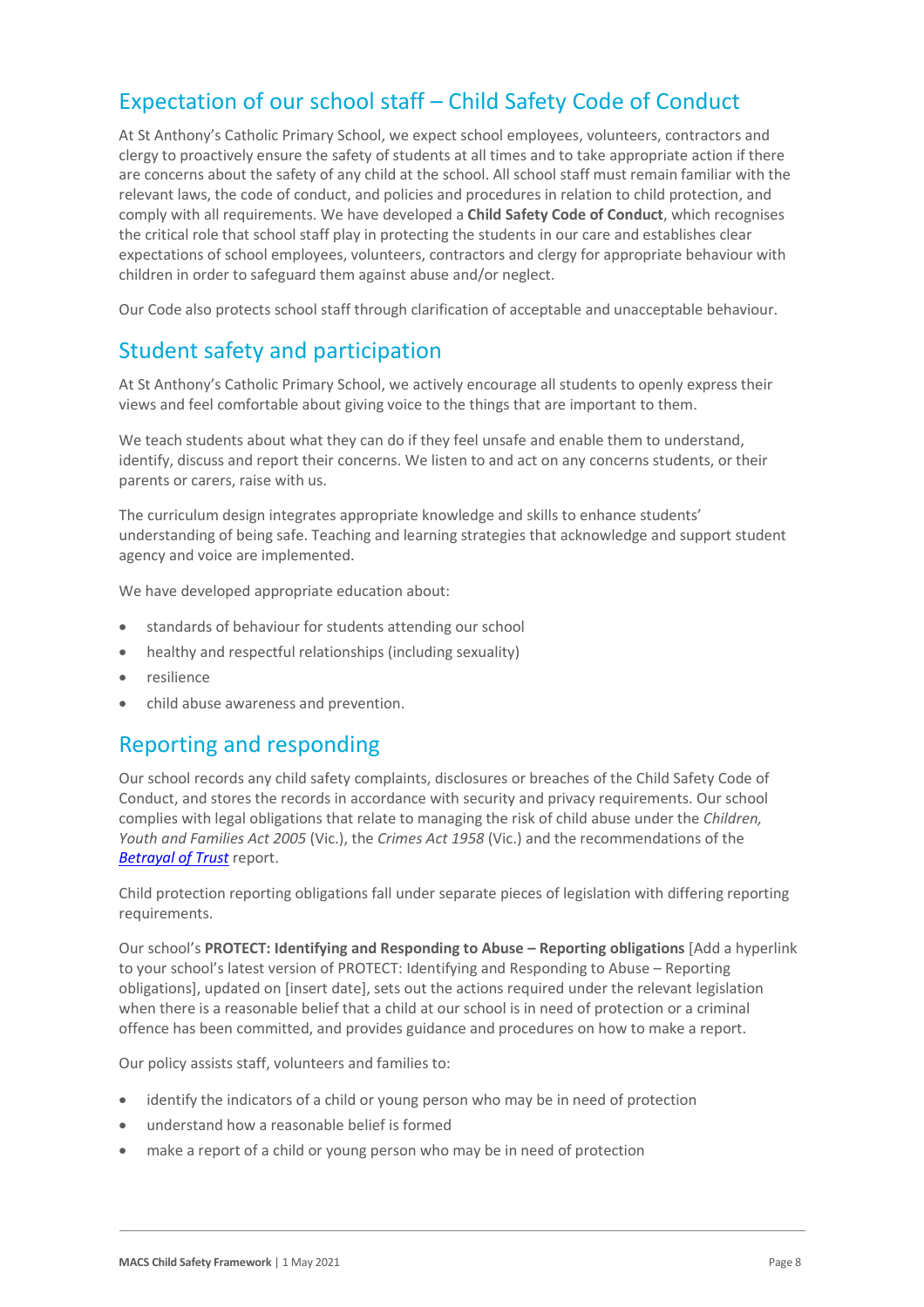## Expectation of our school staff – Child Safety Code of Conduct

At St Anthony's Catholic Primary School, we expect school employees, volunteers, contractors and clergy to proactively ensure the safety of students at all times and to take appropriate action if there are concerns about the safety of any child at the school. All school staff must remain familiar with the relevant laws, the code of conduct, and policies and procedures in relation to child protection, and comply with all requirements. We have developed a **Child Safety Code of Conduct**, which recognises the critical role that school staff play in protecting the students in our care and establishes clear expectations of school employees, volunteers, contractors and clergy for appropriate behaviour with children in order to safeguard them against abuse and/or neglect.

Our Code also protects school staff through clarification of acceptable and unacceptable behaviour.

## Student safety and participation

At St Anthony's Catholic Primary School, we actively encourage all students to openly express their views and feel comfortable about giving voice to the things that are important to them.

We teach students about what they can do if they feel unsafe and enable them to understand, identify, discuss and report their concerns. We listen to and act on any concerns students, or their parents or carers, raise with us.

The curriculum design integrates appropriate knowledge and skills to enhance students' understanding of being safe. Teaching and learning strategies that acknowledge and support student agency and voice are implemented.

We have developed appropriate education about:

- standards of behaviour for students attending our school
- healthy and respectful relationships (including sexuality)
- resilience
- child abuse awareness and prevention.

## Reporting and responding

Our school records any child safety complaints, disclosures or breaches of the Child Safety Code of Conduct, and stores the records in accordance with security and privacy requirements. Our school complies with legal obligations that relate to managing the risk of child abuse under the *Children, Youth and Families Act 2005* (Vic.), the *Crimes Act 1958* (Vic.) and the recommendations of the ***Betrayal of Trust*** report.

Child protection reporting obligations fall under separate pieces of legislation with differing reporting requirements.

Our school's **PROTECT: Identifying and Responding to Abuse – Reporting obligations** [Add a hyperlink to your school's latest version of PROTECT: Identifying and Responding to Abuse – Reporting obligations], updated on [insert date], sets out the actions required under the relevant legislation when there is a reasonable belief that a child at our school is in need of protection or a criminal offence has been committed, and provides guidance and procedures on how to make a report.

Our policy assists staff, volunteers and families to:

- identify the indicators of a child or young person who may be in need of protection
- understand how a reasonable belief is formed
- make a report of a child or young person who may be in need of protection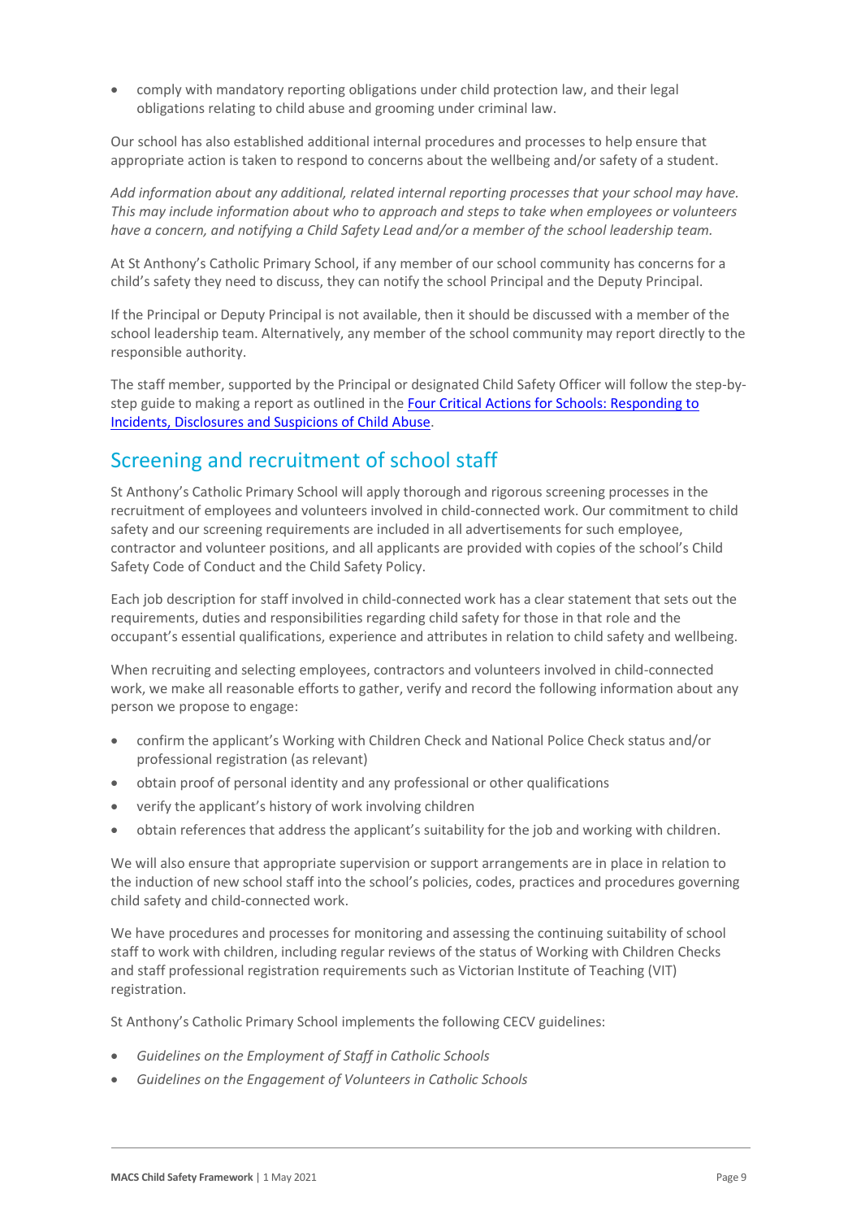- comply with mandatory reporting obligations under child protection law, and their legal obligations relating to child abuse and grooming under criminal law.

Our school has also established additional internal procedures and processes to help ensure that appropriate action is taken to respond to concerns about the wellbeing and/or safety of a student.

*Add information about any additional, related internal reporting processes that your school may have. This may include information about who to approach and steps to take when employees or volunteers have a concern, and notifying a Child Safety Lead and/or a member of the school leadership team.*

At St Anthony's Catholic Primary School, if any member of our school community has concerns for a child's safety they need to discuss, they can notify the school Principal and the Deputy Principal.

If the Principal or Deputy Principal is not available, then it should be discussed with a member of the school leadership team. Alternatively, any member of the school community may report directly to the responsible authority.

The staff member, supported by the Principal or designated Child Safety Officer will follow the step-by-step guide to making a report as outlined in the [Four Critical Actions for Schools: Responding to Incidents, Disclosures and Suspicions of Child Abuse](#).

## Screening and recruitment of school staff

St Anthony's Catholic Primary School will apply thorough and rigorous screening processes in the recruitment of employees and volunteers involved in child-connected work. Our commitment to child safety and our screening requirements are included in all advertisements for such employee, contractor and volunteer positions, and all applicants are provided with copies of the school's Child Safety Code of Conduct and the Child Safety Policy.

Each job description for staff involved in child-connected work has a clear statement that sets out the requirements, duties and responsibilities regarding child safety for those in that role and the occupant's essential qualifications, experience and attributes in relation to child safety and wellbeing.

When recruiting and selecting employees, contractors and volunteers involved in child-connected work, we make all reasonable efforts to gather, verify and record the following information about any person we propose to engage:

- confirm the applicant's Working with Children Check and National Police Check status and/or professional registration (as relevant)
- obtain proof of personal identity and any professional or other qualifications
- verify the applicant's history of work involving children
- obtain references that address the applicant's suitability for the job and working with children.

We will also ensure that appropriate supervision or support arrangements are in place in relation to the induction of new school staff into the school's policies, codes, practices and procedures governing child safety and child-connected work.

We have procedures and processes for monitoring and assessing the continuing suitability of school staff to work with children, including regular reviews of the status of Working with Children Checks and staff professional registration requirements such as Victorian Institute of Teaching (VIT) registration.

St Anthony's Catholic Primary School implements the following CECV guidelines:

- *Guidelines on the Employment of Staff in Catholic Schools*
- *Guidelines on the Engagement of Volunteers in Catholic Schools*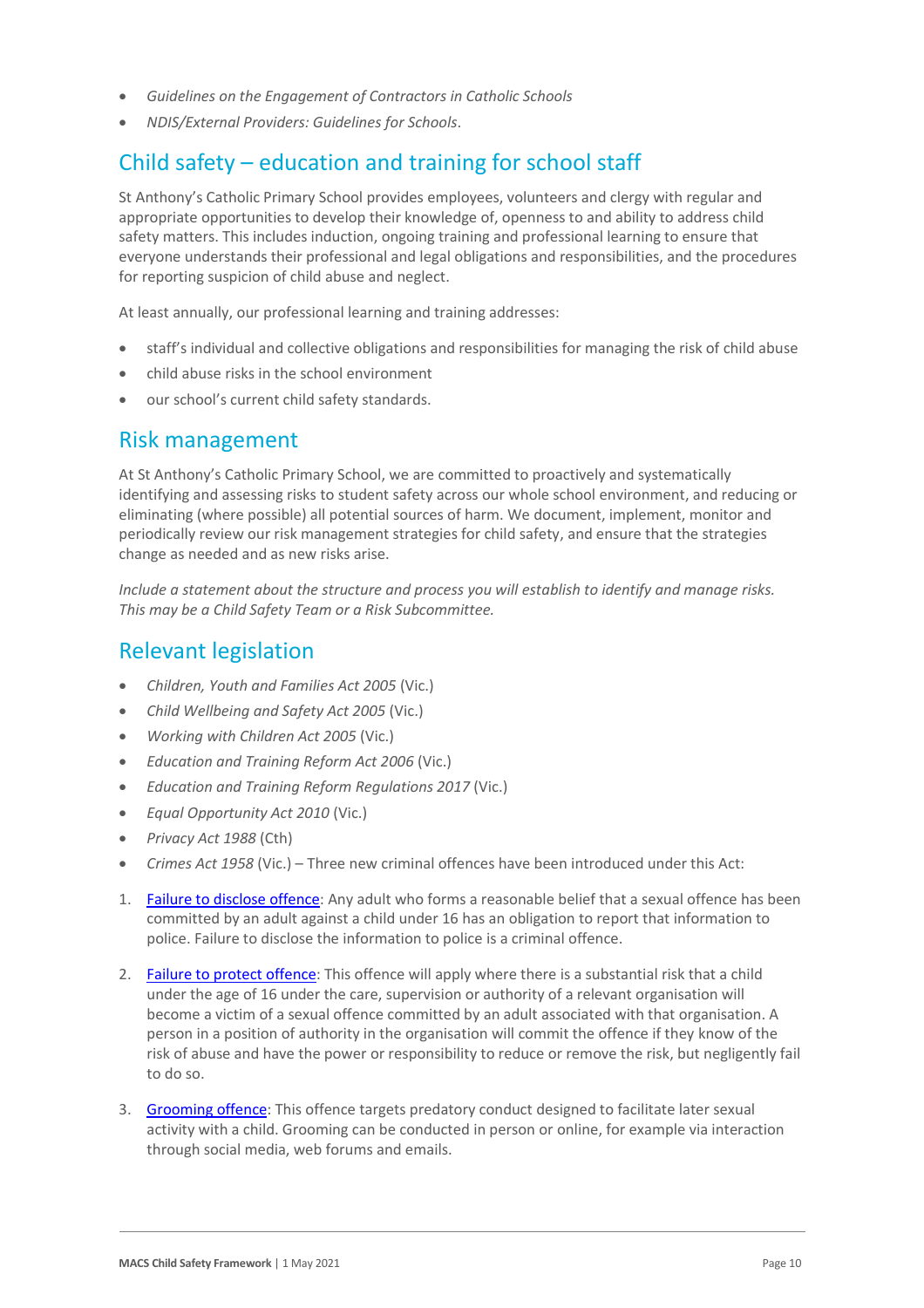- *Guidelines on the Engagement of Contractors in Catholic Schools*
- *NDIS/External Providers: Guidelines for Schools*.

## Child safety – education and training for school staff

St Anthony's Catholic Primary School provides employees, volunteers and clergy with regular and appropriate opportunities to develop their knowledge of, openness to and ability to address child safety matters. This includes induction, ongoing training and professional learning to ensure that everyone understands their professional and legal obligations and responsibilities, and the procedures for reporting suspicion of child abuse and neglect.

At least annually, our professional learning and training addresses:

- staff's individual and collective obligations and responsibilities for managing the risk of child abuse
- child abuse risks in the school environment
- our school's current child safety standards.

## Risk management

At St Anthony's Catholic Primary School, we are committed to proactively and systematically identifying and assessing risks to student safety across our whole school environment, and reducing or eliminating (where possible) all potential sources of harm. We document, implement, monitor and periodically review our risk management strategies for child safety, and ensure that the strategies change as needed and as new risks arise.

*Include a statement about the structure and process you will establish to identify and manage risks. This may be a Child Safety Team or a Risk Subcommittee.*

## Relevant legislation

- *Children, Youth and Families Act 2005* (Vic.)
- *Child Wellbeing and Safety Act 2005* (Vic.)
- *Working with Children Act 2005* (Vic.)
- *Education and Training Reform Act 2006* (Vic.)
- *Education and Training Reform Regulations 2017* (Vic.)
- *Equal Opportunity Act 2010* (Vic.)
- *Privacy Act 1988* (Cth)
- *Crimes Act 1958* (Vic.) – Three new criminal offences have been introduced under this Act:

1. Failure to disclose offence: Any adult who forms a reasonable belief that a sexual offence has been committed by an adult against a child under 16 has an obligation to report that information to police. Failure to disclose the information to police is a criminal offence.

2. Failure to protect offence: This offence will apply where there is a substantial risk that a child under the age of 16 under the care, supervision or authority of a relevant organisation will become a victim of a sexual offence committed by an adult associated with that organisation. A person in a position of authority in the organisation will commit the offence if they know of the risk of abuse and have the power or responsibility to reduce or remove the risk, but negligently fail to do so.

3. Grooming offence: This offence targets predatory conduct designed to facilitate later sexual activity with a child. Grooming can be conducted in person or online, for example via interaction through social media, web forums and emails.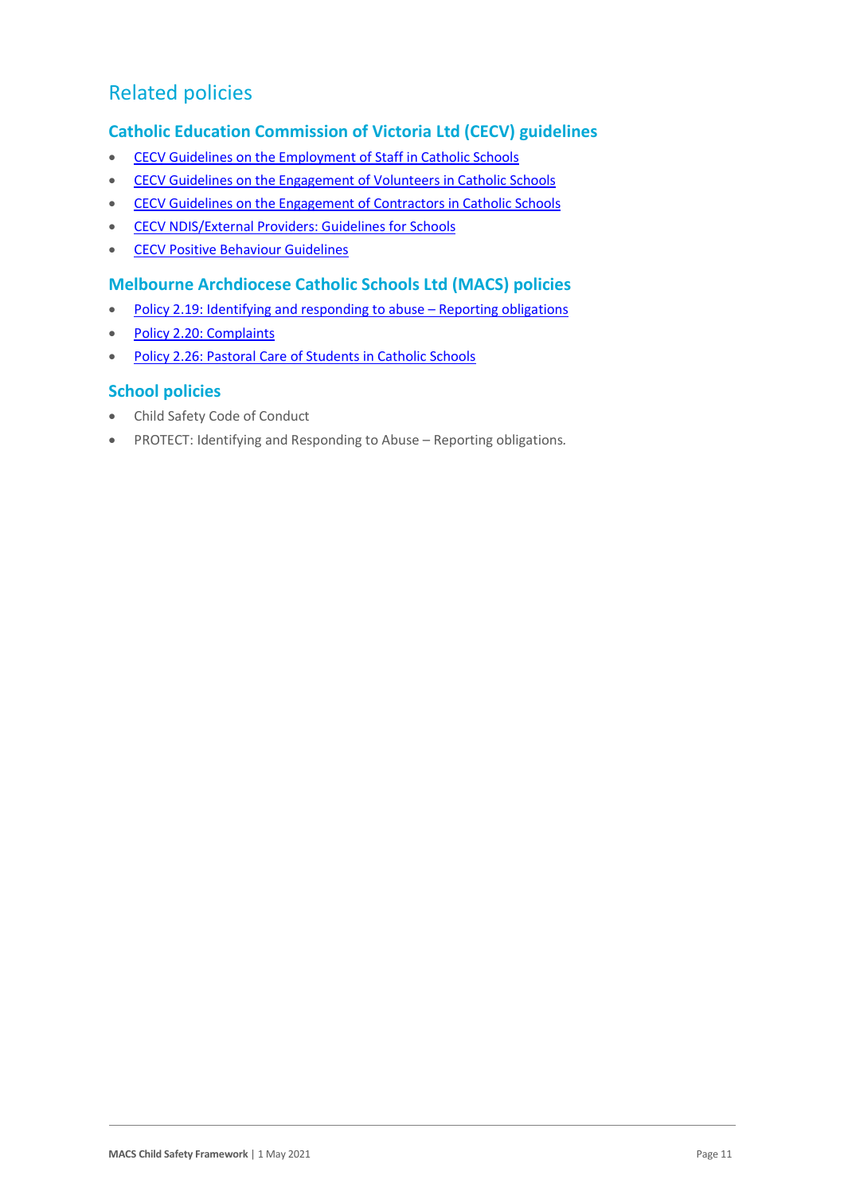## Related policies

### Catholic Education Commission of Victoria Ltd (CECV) guidelines

- CECV Guidelines on the Employment of Staff in Catholic Schools
- CECV Guidelines on the Engagement of Volunteers in Catholic Schools
- CECV Guidelines on the Engagement of Contractors in Catholic Schools
- CECV NDIS/External Providers: Guidelines for Schools
- CECV Positive Behaviour Guidelines

### Melbourne Archdiocese Catholic Schools Ltd (MACS) policies

- Policy 2.19: Identifying and responding to abuse – Reporting obligations
- Policy 2.20: Complaints
- Policy 2.26: Pastoral Care of Students in Catholic Schools

### School policies

- Child Safety Code of Conduct
- PROTECT: Identifying and Responding to Abuse – Reporting obligations.